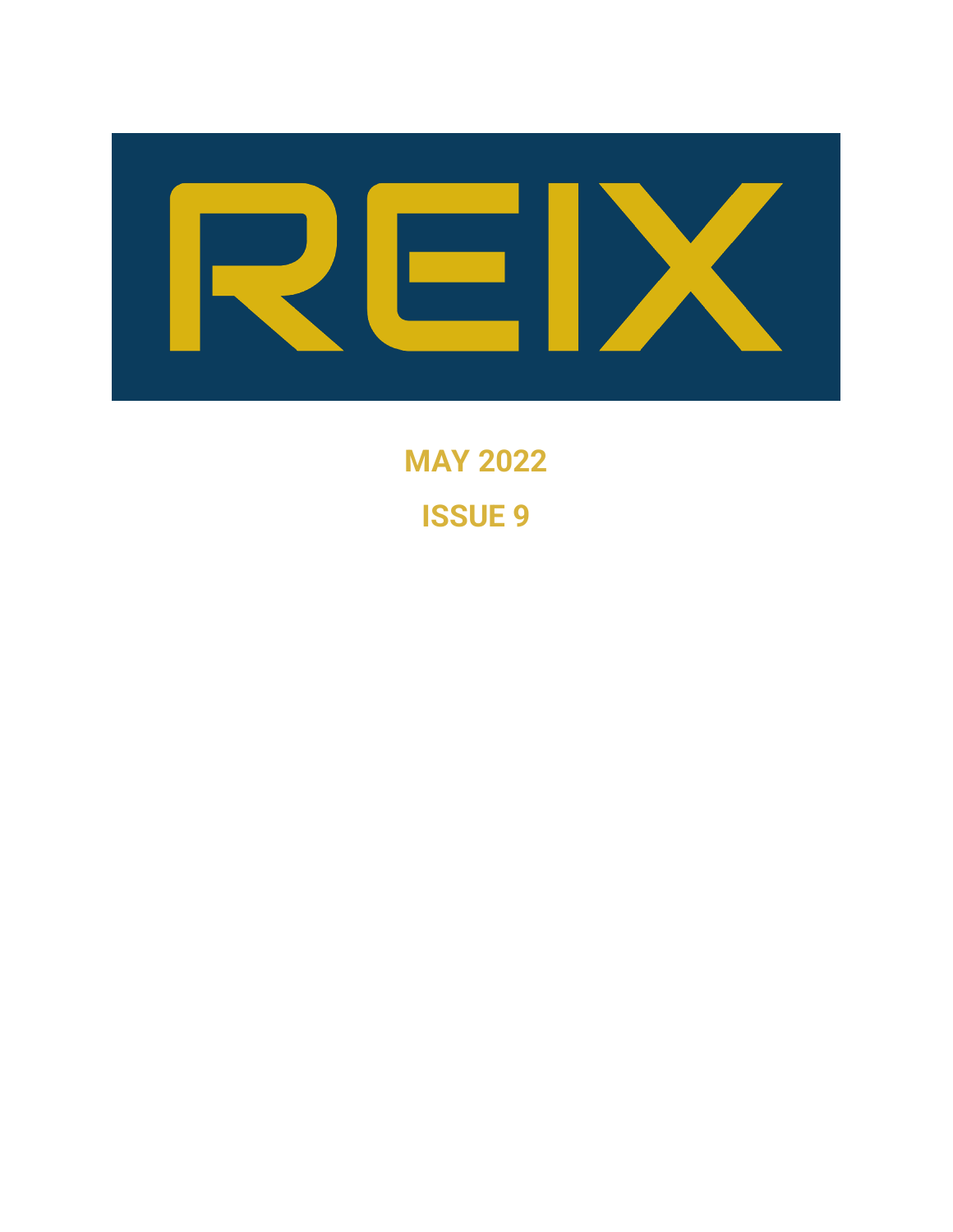# REIX

**MAY 2022**

**ISSUE 9**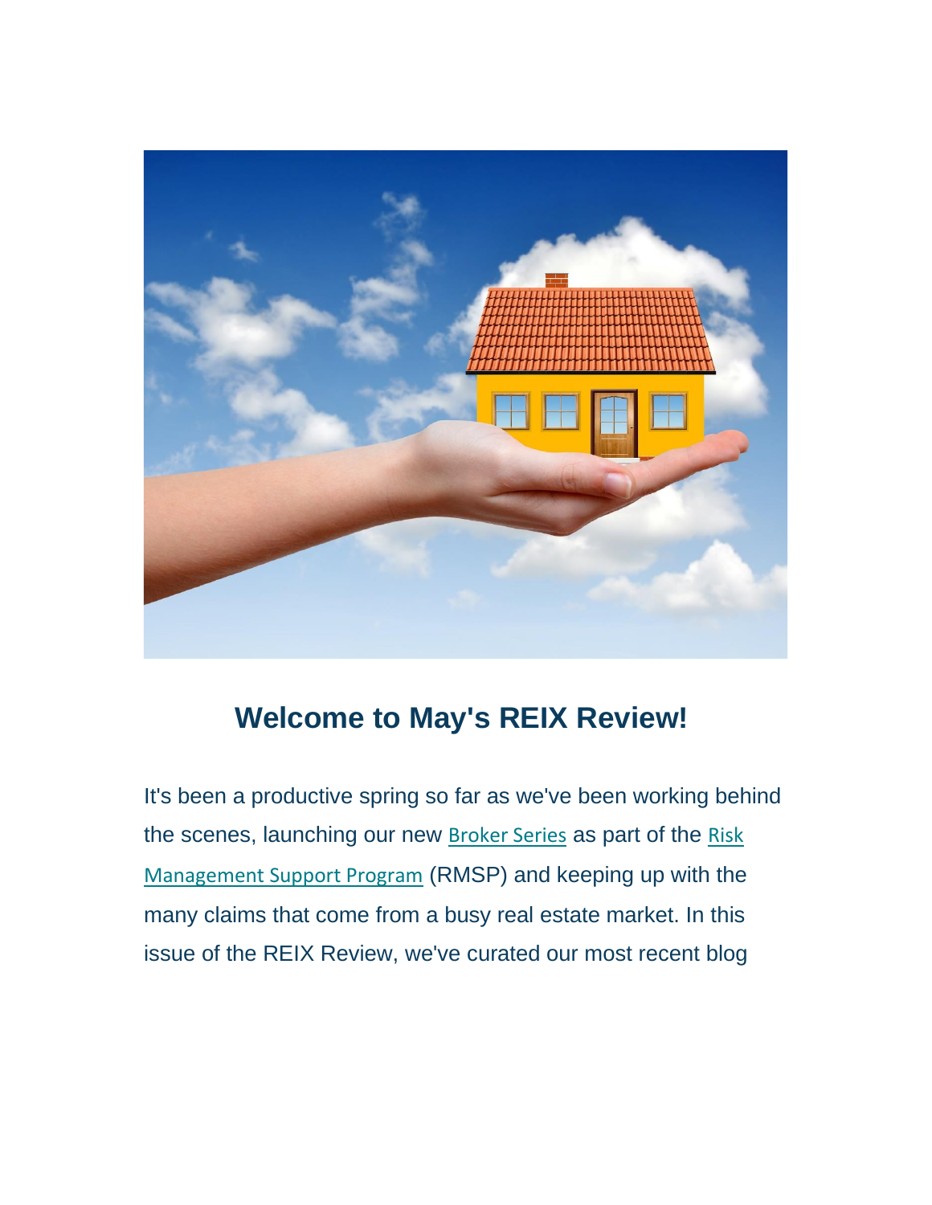## Welcome to May's REIX Review!

It's been a productive spring so far as we've been working behind the scenes, launching our new Broker Series as part of the Risk Management Support Program (RMSP) and keeping up with the many claims that come from a busy real estate market. In this issue of the REIX Review, we've curated our most recent blog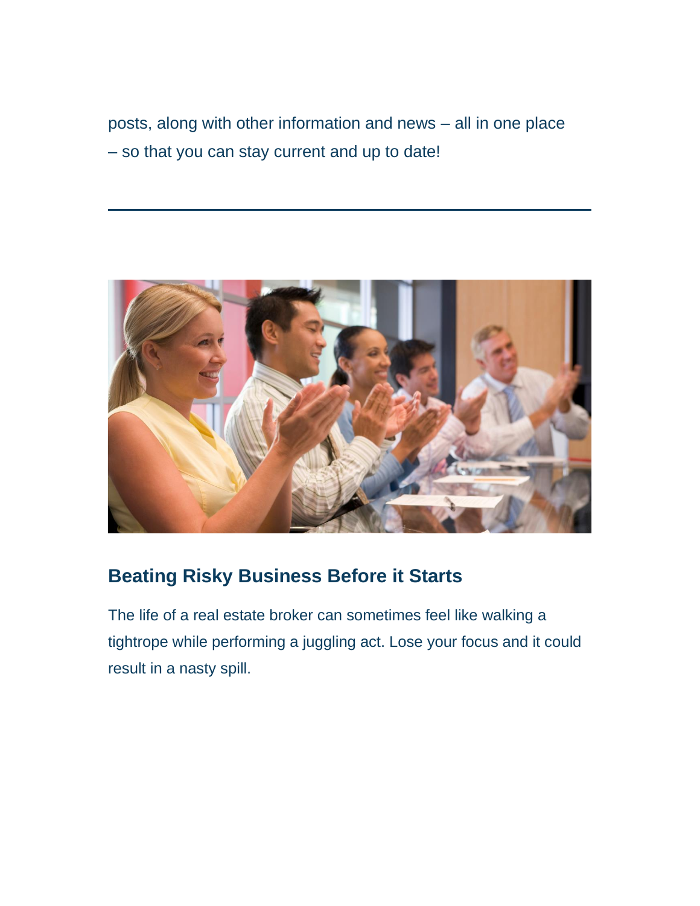posts, along with other information and news – all in one place – so that you can stay current and up to date!

---

## Beating Risky Business Before it Starts

The life of a real estate broker can sometimes feel like walking a tightrope while performing a juggling act. Lose your focus and it could result in a nasty spill.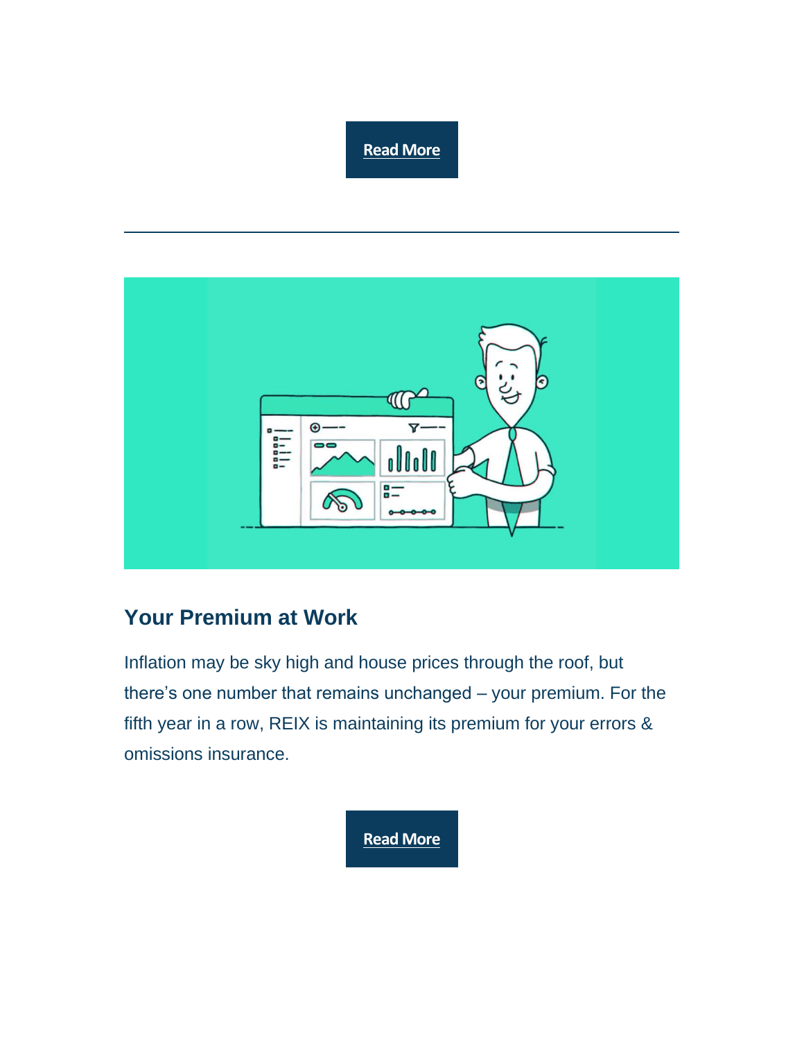Read More

---

## Your Premium at Work

Inflation may be sky high and house prices through the roof, but there's one number that remains unchanged – your premium. For the fifth year in a row, REIX is maintaining its premium for your errors & omissions insurance.

Read More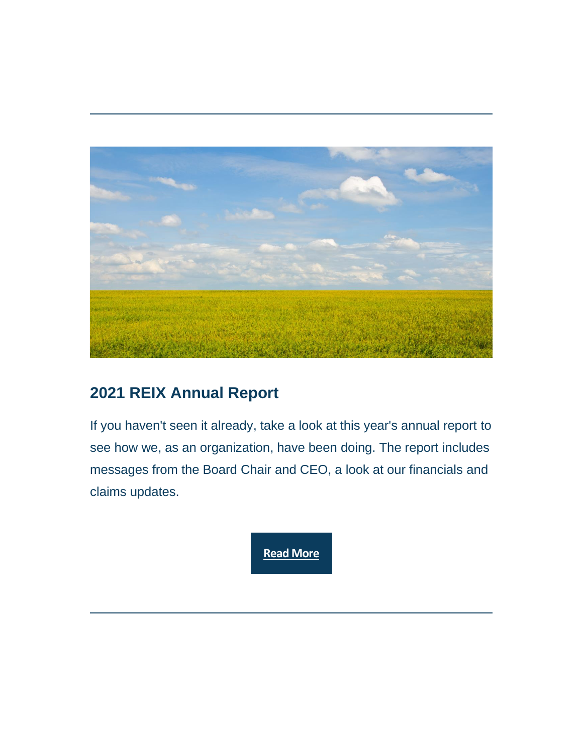## 2021 REIX Annual Report

If you haven't seen it already, take a look at this year's annual report to see how we, as an organization, have been doing. The report includes messages from the Board Chair and CEO, a look at our financials and claims updates.

**Read More**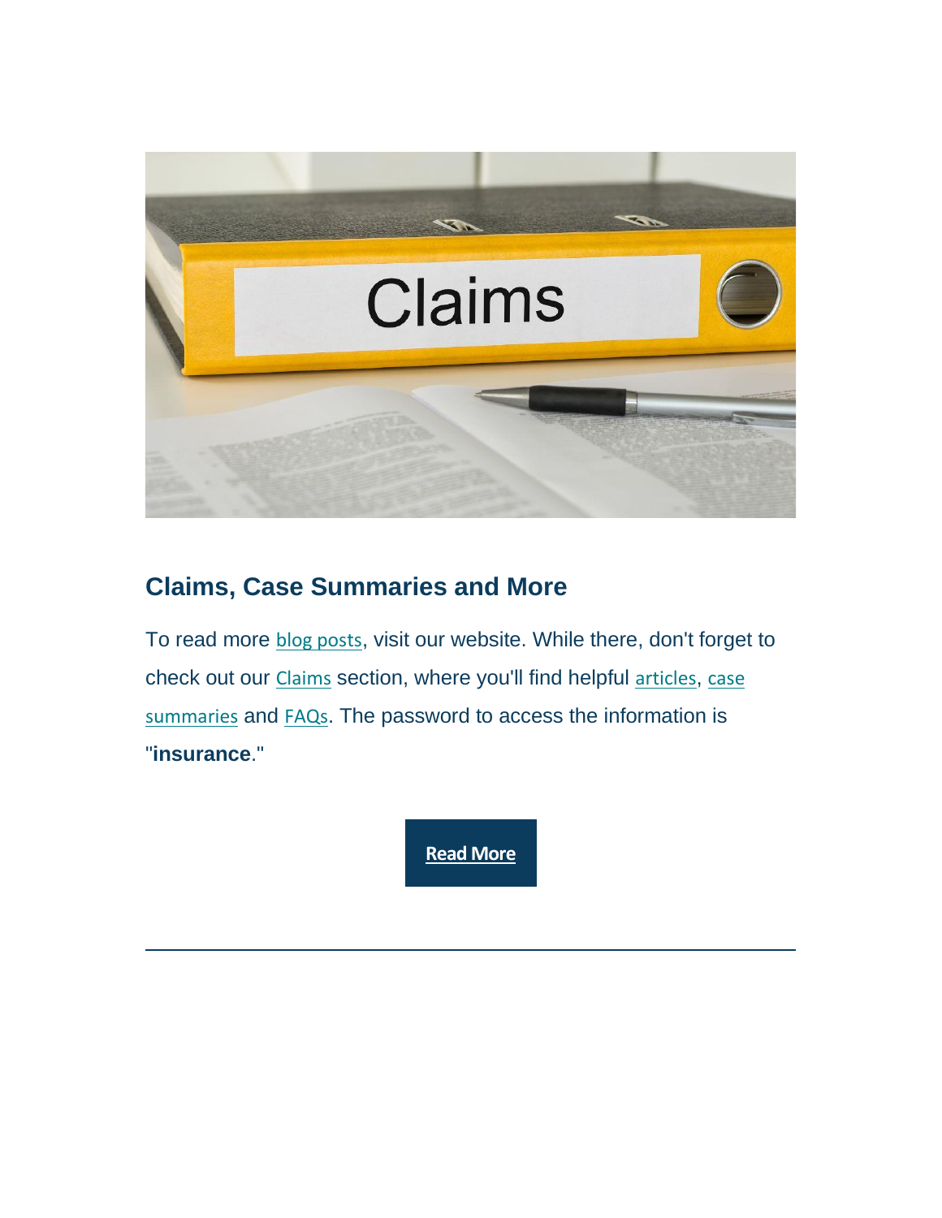## Claims, Case Summaries and More

To read more blog posts, visit our website. While there, don't forget to check out our Claims section, where you'll find helpful articles, case summaries and FAQs. The password to access the information is "**insurance**."

**Read More**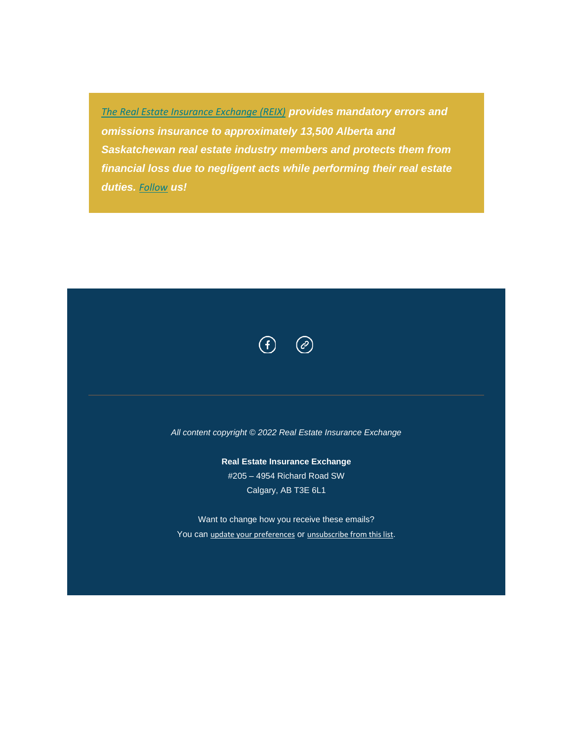*The Real Estate Insurance Exchange (REIX)* ***provides mandatory errors and omissions insurance to approximately 13,500 Alberta and Saskatchewan real estate industry members and protects them from financial loss due to negligent acts while performing their real estate duties.*** *Follow* ***us!***

---

*All content copyright © 2022 Real Estate Insurance Exchange*

**Real Estate Insurance Exchange**
#205 – 4954 Richard Road SW
Calgary, AB T3E 6L1

Want to change how you receive these emails?
You can update your preferences or unsubscribe from this list.